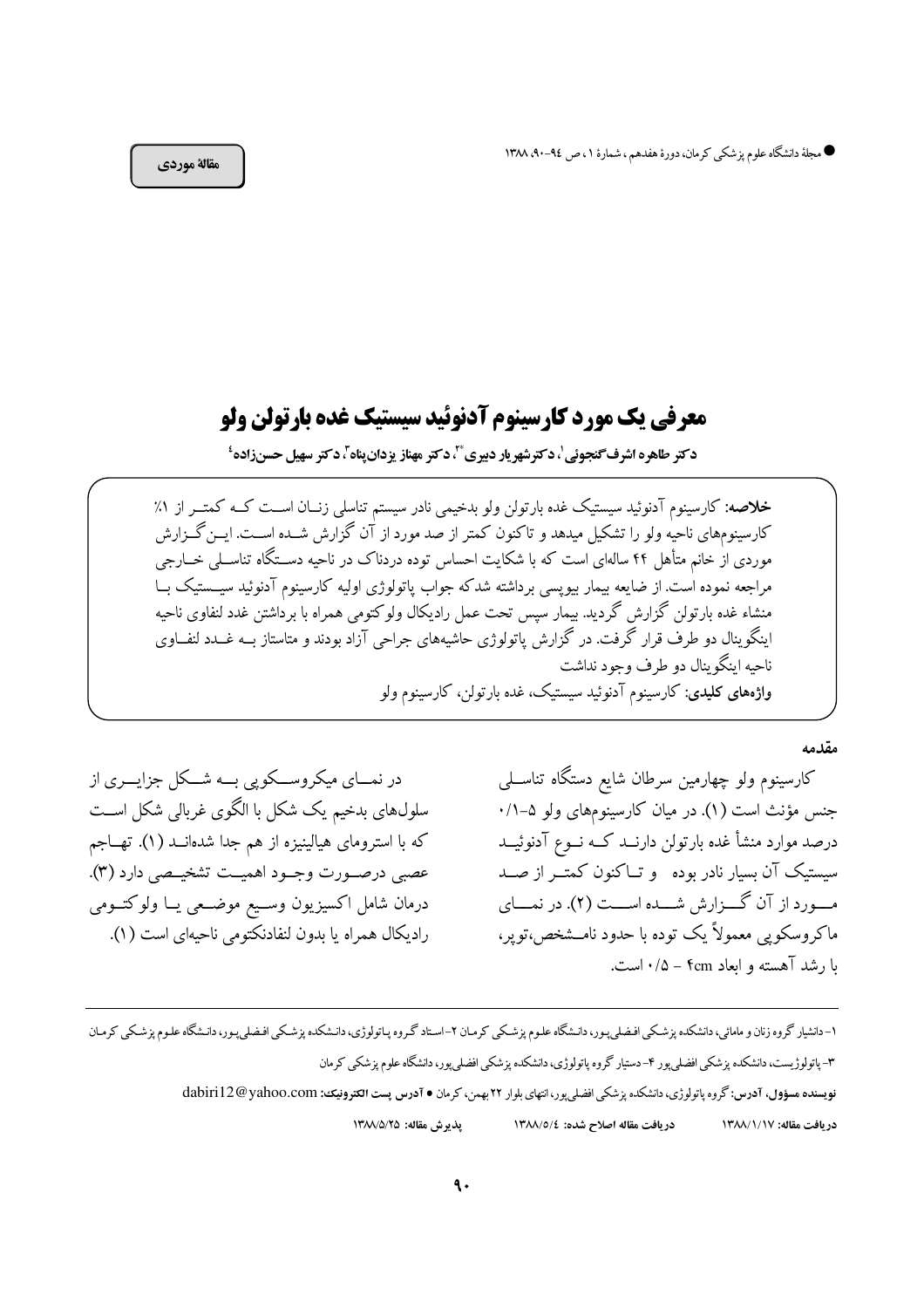مقالهٔ موردی

# معرفی یک مورد کارسینوم آدنوئید سیستیک غده بارتولن ولو

**دکتر طاهره اشرف‌گنجوئی[1]، دکترشهریار دبیری[2*]، دکتر مهناز یزدان‌پناه[3]، دکتر سهیل حسن‌زاده[4]**

**خلاصه:** کارسینوم آدنوئید سیستیک غده بارتولن ولو بدخیمی نادر سیستم تناسلی زنان است که کمتر از ۱٪ کارسینوم‌های ناحیه ولو را تشکیل میدهد و تاکنون کمتر از صد مورد از آن گزارش شده است. این گزارش موردی از خانم متأهل ۴۴ ساله‌ای است که با شکایت احساس توده دردناک در ناحیه دستگاه تناسلی خارجی مراجعه نموده است. از ضایعه بیمار بیوپسی برداشته شد که جواب پاتولوژی اولیه کارسینوم آدنوئید سیستیک با منشاء غده بارتولن گزارش گردید. بیمار سپس تحت عمل رادیکال ولوکتومی همراه با برداشتن غدد لنفاوی ناحیه اینگوینال دو طرف قرار گرفت. در گزارش پاتولوژی حاشیه‌های جراحی آزاد بودند و متاستاز به غدد لنفاوی ناحیه اینگوینال دو طرف وجود نداشت

**واژه‌های کلیدی:** کارسینوم آدنوئید سیستیک، غده بارتولن، کارسینوم ولو

## مقدمه

کارسینوم ولو چهارمین سرطان شایع دستگاه تناسلی جنس مؤنث است (۱). در میان کارسینوم‌های ولو ۵-۰/۱ درصد موارد منشأ غده بارتولن دارند که نوع آدنوئید سیستیک آن بسیار نادر بوده و تاکنون کمتر از صد مورد از آن گزارش شده است (۲). در نمای ماکروسکوپی معمولاً یک توده با حدود نامشخص،توپر، با رشد آهسته و ابعاد ۴cm - ۰/۵ است.

در نمای میکروسکوپی به شکل جزایری از سلول‌های بدخیم یک شکل با الگوی غربالی شکل است که با استرومای هیالینیزه از هم جدا شده‌اند (۱). تهاجم عصبی درصورت وجود اهمیت تشخیصی دارد (۳). درمان شامل اکسیزیون وسیع موضعی یا ولوکتومی رادیکال همراه یا بدون لنفادنکتومی ناحیه‌ای است (۱).

---

۱- دانشیار گروه زنان و مامائی، دانشکده پزشکی افضلی‌پور، دانشگاه علوم پزشکی کرمان ۲- استاد گروه پاتولوژی، دانشکده پزشکی افضلی‌پور، دانشگاه علوم پزشکی کرمان ۳- پاتولوژیست، دانشکده پزشکی افضلی‌پور ۴- دستیار گروه پاتولوژی، دانشکده پزشکی افضلی‌پور، دانشگاه علوم پزشکی کرمان

**نویسنده مسؤول، آدرس:** گروه پاتولوژی، دانشکده پزشکی افضلی‌پور، انتهای بلوار ۲۲ بهمن، کرمان ● **آدرس پست الکترونیک:** dabiri12@yahoo.com

**دریافت مقاله:** ۱۳۸۸/۱/۱۷ **دریافت مقاله اصلاح شده:** ۱۳۸۸/۵/۴ **پذیرش مقاله:** ۱۳۸۸/۵/۲۵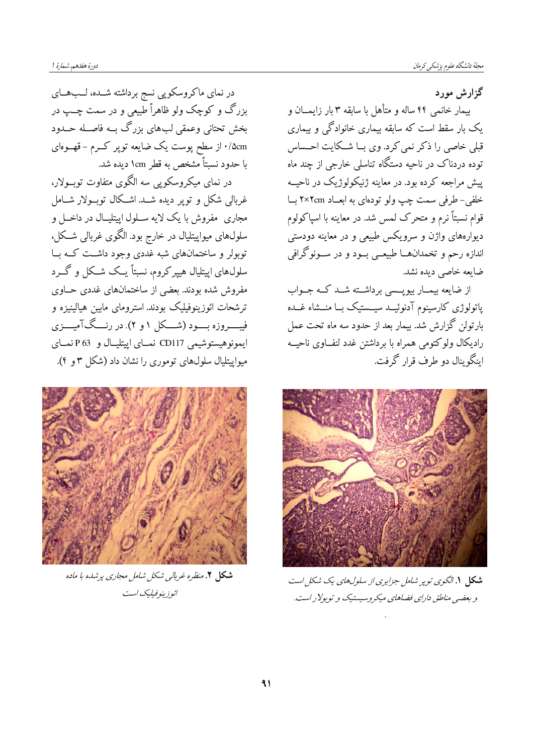## گزارش مورد

بیمار خانمی ۴۴ ساله و متأهل با سابقه ۳ بار زایمان و یک بار سقط است که سابقه بیماری خانوادگی و بیماری قبلی خاصی را ذکر نمی‌کرد. وی با شکایت احساس توده دردناک در ناحیه دستگاه تناسلی خارجی از چند ماه پیش مراجعه کرده بود. در معاینه ژنیکولوژیک در ناحیه خلفی- طرفی سمت چپ ولو توده‌ای به ابعاد ۲×۲cm با قوام نسبتاً نرم و متحرک لمس شد. در معاینه با اسپاکولوم دیواره‌های واژن و سرویکس طبیعی و در معاینه دودستی اندازه رحم و تخمدان‌ها طبیعی بود و در سونوگرافی ضایعه خاصی دیده نشد.

از ضایعه بیمار بیوپسی برداشته شد که جواب پاتولوژی کارسینوم آدنوئید سیستیک با منشاء غده بارتولن گزارش شد. بیمار بعد از حدود سه ماه تحت عمل رادیکال ولوکتومی همراه با برداشتن غدد لنفاوی ناحیه اینگوینال دو طرف قرار گرفت.

**شکل ۱.** *الگوی توپر شامل جزایری از سلول‌های یک شکل است و بعضی مناطق دارای فضاهای میکروسیستیک و توبولار است.*

در نمای ماکروسکوپی نسج برداشته شده، لب‌های بزرگ و کوچک ولو ظاهراً طبیعی و در سمت چپ در بخش تحتانی وعمقی لب‌های بزرگ به فاصله حدود ۰/۵cm از سطح پوست یک ضایعه توپر کرم - قهوه‌ای با حدود نسبتاً مشخص به قطر ۱cm دیده شد.

در نمای میکروسکوپی سه الگوی متفاوت توبولار، غربالی شکل و توپر دیده شد. اشکال توبولار شامل مجاری مفروش با یک لایه سلول اپیتلیال در داخل و سلول‌های میواپیتلیال در خارج بود. الگوی غربالی شکل، توبولر و ساختمان‌های شبه غددی وجود داشت که با سلول‌های اپیتلیال هیپرکروم، نسبتاً یک شکل و گرد مفروش شده بودند. بعضی از ساختمان‌های غددی حاوی ترشحات ائوزینوفیلیک بودند. استرومای مابین هیالینیزه و فیبروزه بود (شکل ۱ و ۲). در رنگ‌آمیزی ایمونوهیستوشیمی CD117 نمای اپیتلیال و P 63 نمای میواپیتلیال سلول‌های توموری را نشان داد (شکل ۳ و ۴).

**شکل ۲.** *منظره غربالی شکل شامل مجاری پرشده با ماده ائوزینوفیلیک است*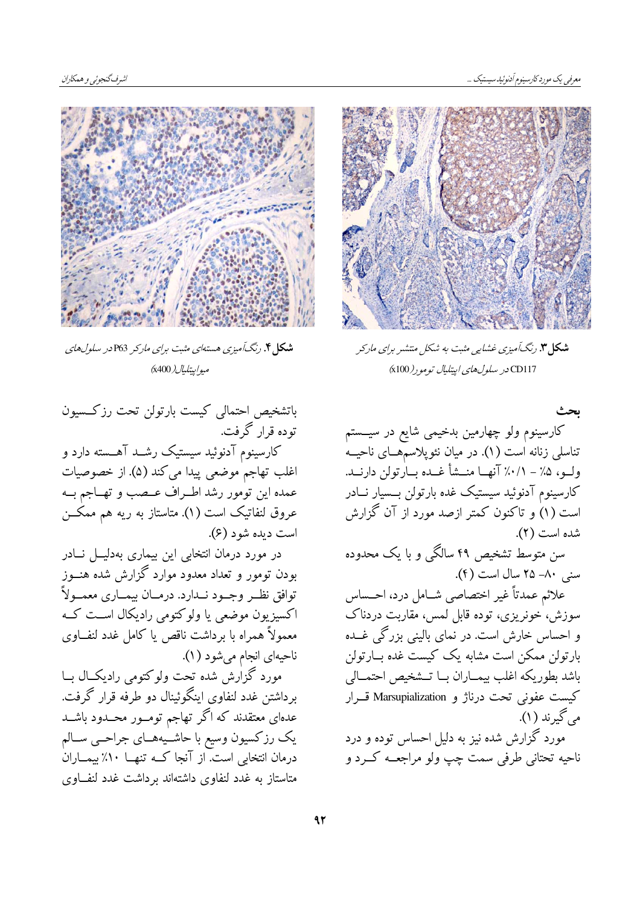شکل ۳. رنگ‌آمیزی غشایی مثبت به شکل منتشر برای مارکر CD117 در سلول‌های اپیتلیال تومور (x100)

شکل ۴. رنگ‌آمیزی هسته‌ای مثبت برای مارکر P63 در سلول‌های میواپیتلیال (x400)

## بحث

کارسینوم ولو چهارمین بدخیمی شایع در سیستم تناسلی زنانه است (۱). در میان نئوپلاسم‌های ناحیه ولو، ۵٪ - ۰/۱٪ آنها منشأ غده بارتولن دارند. کارسینوم آدنوئید سیستیک غده بارتولن بسیار نادر است (۱) و تاکنون کمتر ازصد مورد از آن گزارش شده است (۲).

سن متوسط تشخیص ۴۹ سالگی و با یک محدوده سنی ۸۰- ۲۵ سال است (۴).

علائم عمدتاً غیر اختصاصی شامل درد، احساس سوزش، خونریزی، توده قابل لمس، مقاربت دردناک و احساس خارش است. در نمای بالینی بزرگی غده بارتولن ممکن است مشابه یک کیست غده بارتولن باشد بطوریکه اغلب بیماران با تشخیص احتمالی کیست عفونی تحت درناژ و Marsupialization قرار می‌گیرند (۱).

مورد گزارش شده نیز به دلیل احساس توده و درد ناحیه تحتانی طرفی سمت چپ ولو مراجعه کرد و باتشخیص احتمالی کیست بارتولن تحت رزکسیون توده قرار گرفت.

کارسینوم آدنوئید سیستیک رشد آهسته دارد و اغلب تهاجم موضعی پیدا می‌کند (۵). از خصوصیات عمده این تومور رشد اطراف عصب و تهاجم به عروق لنفاتیک است (۱). متاستاز به ریه هم ممکن است دیده شود (۶).

در مورد درمان انتخابی این بیماری بدلیل نادر بودن تومور و تعداد معدود موارد گزارش شده هنوز توافق نظر وجود ندارد. درمان بیماری معمولاً اکسیزیون موضعی یا ولوکتومی رادیکال است که معمولاً همراه با برداشت ناقص یا کامل غدد لنفاوی ناحیه‌ای انجام می‌شود (۱).

مورد گزارش شده تحت ولوکتومی رادیکال با برداشتن غدد لنفاوی اینگوئینال دو طرفه قرار گرفت. عده‌ای معتقدند که اگر تهاجم تومور محدود باشد یک رزکسیون وسیع با حاشیه‌های جراحی سالم درمان انتخابی است. از آنجا که تنها ۱۰٪ بیماران متاستاز به غدد لنفاوی داشته‌اند برداشت غدد لنفاوی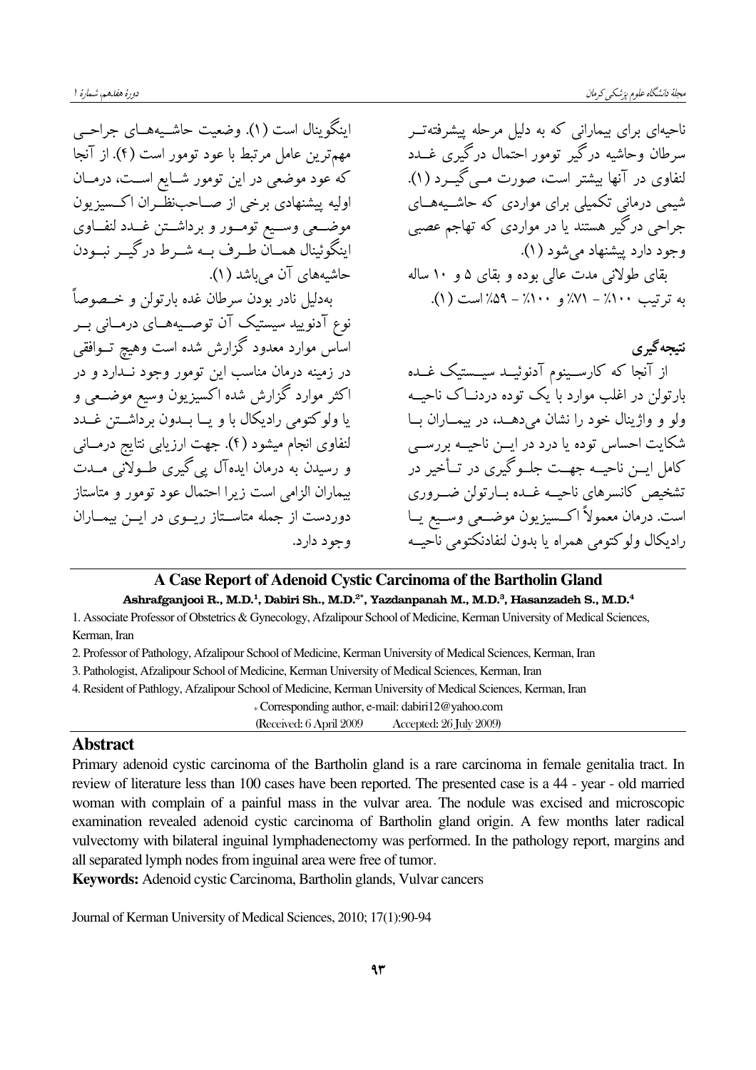ناحیه‌ای برای بیمارانی که به دلیل مرحله پیشرفته‌تر سرطان وحاشیه درگیر تومور احتمال درگیری غدد لنفاوی در آنها بیشتر است، صورت می‌گیرد (۱). شیمی درمانی تکمیلی برای مواردی که حاشیه‌های جراحی درگیر هستند یا در مواردی که تهاجم عصبی وجود دارد پیشنهاد می‌شود (۱).

بقای طولانی مدت عالی بوده و بقای ۵ و ۱۰ ساله به ترتیب ۱۰۰٪ - ۷۱٪ و ۱۰۰٪ - ۵۹٪ است (۱).

**نتیجه‌گیری**

از آنجا که کارسینوم آدنوئید سیستیک غده بارتولن در اغلب موارد با یک توده دردناک ناحیه ولو و واژینال خود را نشان می‌دهد، در بیماران با شکایت احساس توده یا درد در این ناحیه بررسی کامل این ناحیه جهت جلوگیری در تأخیر در تشخیص کانسرهای ناحیه غده بارتولن ضروری است. درمان معمولاً اکسیزیون موضعی وسیع یا رادیکال ولوکتومی همراه یا بدون لنفادنکتومی ناحیه اینگوینال است (۱). وضعیت حاشیه‌های جراحی مهم‌ترین عامل مرتبط با عود تومور است (۴). از آنجا که عود موضعی در این تومور شایع است، درمان اولیه پیشنهادی برخی از صاحب‌نظران اکسیزیون موضعی وسیع تومور و برداشتن غدد لنفاوی اینگوئینال همان طرف به شرط درگیر نبودن حاشیه‌های آن می‌باشد (۱).

به‌دلیل نادر بودن سرطان غده بارتولن و خصوصاً نوع آدنوئید سیستیک آن توصیه‌های درمانی بر اساس موارد معدود گزارش شده است وهیچ توافقی در زمینه درمان مناسب این تومور وجود ندارد و در اکثر موارد گزارش شده اکسیزیون وسیع موضعی و یا ولوکتومی رادیکال با و یا بدون برداشتن غدد لنفاوی انجام میشود (۴). جهت ارزیابی نتایج درمانی و رسیدن به درمان ایده‌آل پی‌گیری طولانی مدت بیماران الزامی است زیرا احتمال عود تومور و متاستاز دوردست از جمله متاستاز ریوی در این بیماران وجود دارد.

---

## A Case Report of Adenoid Cystic Carcinoma of the Bartholin Gland

**Ashrafganjooi R., M.D.[1], Dabiri Sh., M.D.[2*], Yazdanpanah M., M.D.[3], Hasanzadeh S., M.D.[4]**

1. Associate Professor of Obstetrics & Gynecology, Afzalipour School of Medicine, Kerman University of Medical Sciences, Kerman, Iran
2. Professor of Pathology, Afzalipour School of Medicine, Kerman University of Medical Sciences, Kerman, Iran
3. Pathologist, Afzalipour School of Medicine, Kerman University of Medical Sciences, Kerman, Iran
4. Resident of Pathlogy, Afzalipour School of Medicine, Kerman University of Medical Sciences, Kerman, Iran

\* Corresponding author, e-mail: dabiri12@yahoo.com

(Received: 6 April 2009 Accepted: 26 July 2009)

### Abstract

Primary adenoid cystic carcinoma of the Bartholin gland is a rare carcinoma in female genitalia tract. In review of literature less than 100 cases have been reported. The presented case is a 44 - year - old married woman with complain of a painful mass in the vulvar area. The nodule was excised and microscopic examination revealed adenoid cystic carcinoma of Bartholin gland origin. A few months later radical vulvectomy with bilateral inguinal lymphadenectomy was performed. In the pathology report, margins and all separated lymph nodes from inguinal area were free of tumor.

**Keywords:** Adenoid cystic Carcinoma, Bartholin glands, Vulvar cancers

Journal of Kerman University of Medical Sciences, 2010; 17(1):90-94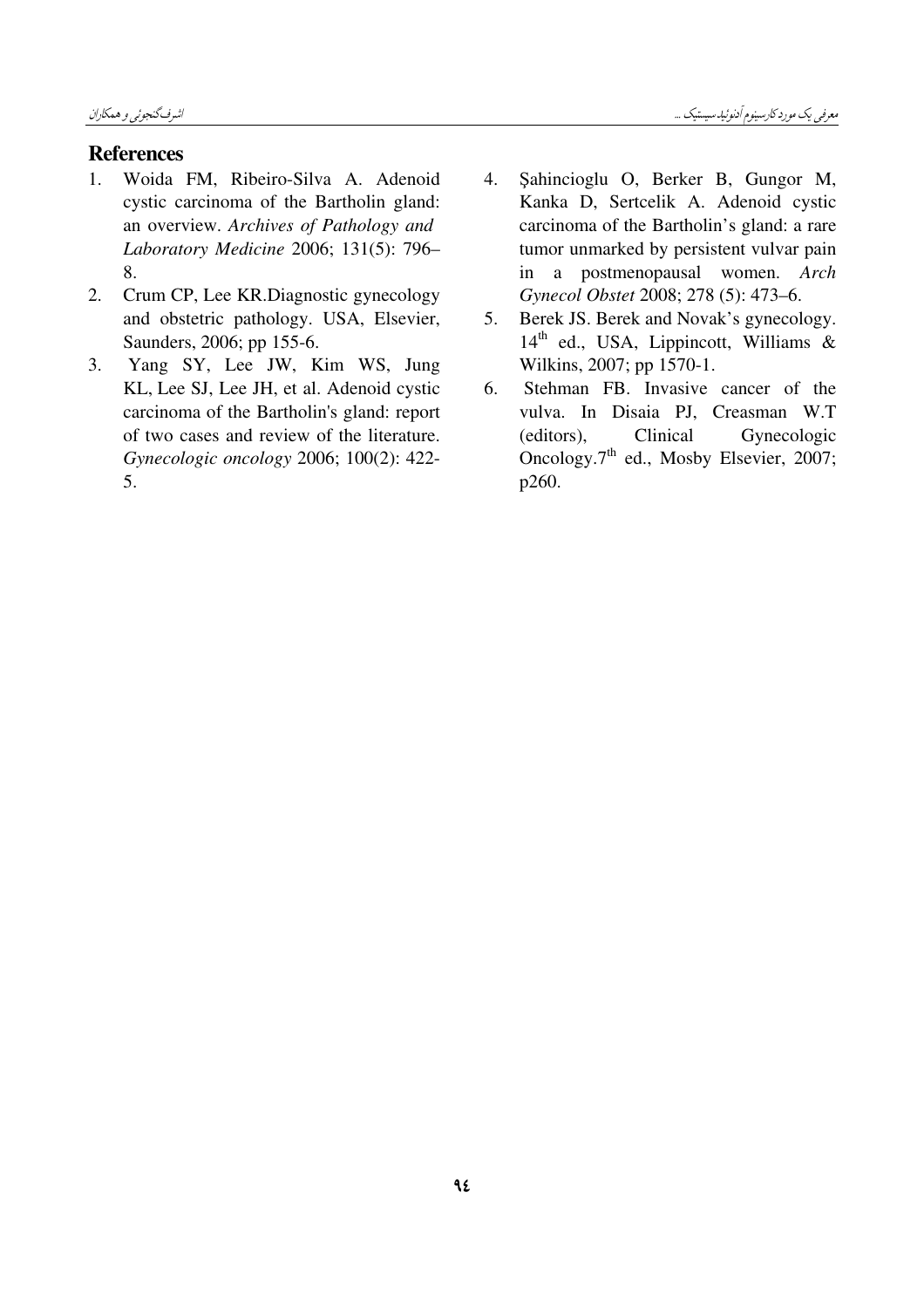## References

1. Woida FM, Ribeiro-Silva A. Adenoid cystic carcinoma of the Bartholin gland: an overview. *Archives of Pathology and Laboratory Medicine* 2006; 131(5): 796–8.
2. Crum CP, Lee KR.Diagnostic gynecology and obstetric pathology. USA, Elsevier, Saunders, 2006; pp 155-6.
3. Yang SY, Lee JW, Kim WS, Jung KL, Lee SJ, Lee JH, et al. Adenoid cystic carcinoma of the Bartholin's gland: report of two cases and review of the literature. *Gynecologic oncology* 2006; 100(2): 422-5.
4. Şahincioglu O, Berker B, Gungor M, Kanka D, Sertcelik A. Adenoid cystic carcinoma of the Bartholin's gland: a rare tumor unmarked by persistent vulvar pain in a postmenopausal women. *Arch Gynecol Obstet* 2008; 278 (5): 473–6.
5. Berek JS. Berek and Novak's gynecology. 14th ed., USA, Lippincott, Williams & Wilkins, 2007; pp 1570-1.
6. Stehman FB. Invasive cancer of the vulva. In Disaia PJ, Creasman W.T (editors), Clinical Gynecologic Oncology.7th ed., Mosby Elsevier, 2007; p260.